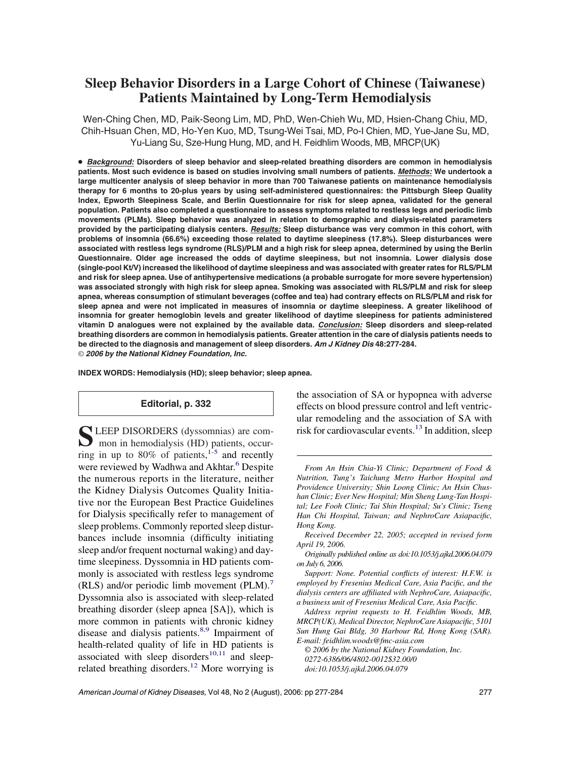# Sleep Behavior Disorders in a Large Cohort of Chinese (Taiwanese) Patients Maintained by Long-Term Hemodialysis

Wen-Ching Chen, MD, Paik-Seong Lim, MD, PhD, Wen-Chieh Wu, MD, Hsien-Chang Chiu, MD, Chih-Hsuan Chen, MD, Ho-Yen Kuo, MD, Tsung-Wei Tsai, MD, Po-I Chien, MD, Yue-Jane Su, MD, Yu-Liang Su, Sze-Hung Hung, MD, and H. Feidhlim Woods, MB, MRCP(UK)

• ***Background:*** **Disorders of sleep behavior and sleep-related breathing disorders are common in hemodialysis patients. Most such evidence is based on studies involving small numbers of patients.** ***Methods:*** **We undertook a large multicenter analysis of sleep behavior in more than 700 Taiwanese patients on maintenance hemodialysis therapy for 6 months to 20-plus years by using self-administered questionnaires: the Pittsburgh Sleep Quality Index, Epworth Sleepiness Scale, and Berlin Questionnaire for risk for sleep apnea, validated for the general population. Patients also completed a questionnaire to assess symptoms related to restless legs and periodic limb movements (PLMs). Sleep behavior was analyzed in relation to demographic and dialysis-related parameters provided by the participating dialysis centers.** ***Results:*** **Sleep disturbance was very common in this cohort, with problems of insomnia (66.6%) exceeding those related to daytime sleepiness (17.8%). Sleep disturbances were associated with restless legs syndrome (RLS)/PLM and a high risk for sleep apnea, determined by using the Berlin Questionnaire. Older age increased the odds of daytime sleepiness, but not insomnia. Lower dialysis dose (single-pool Kt/V) increased the likelihood of daytime sleepiness and was associated with greater rates for RLS/PLM and risk for sleep apnea. Use of antihypertensive medications (a probable surrogate for more severe hypertension) was associated strongly with high risk for sleep apnea. Smoking was associated with RLS/PLM and risk for sleep apnea, whereas consumption of stimulant beverages (coffee and tea) had contrary effects on RLS/PLM and risk for sleep apnea and were not implicated in measures of insomnia or daytime sleepiness. A greater likelihood of insomnia for greater hemoglobin levels and greater likelihood of daytime sleepiness for patients administered vitamin D analogues were not explained by the available data.** ***Conclusion:*** **Sleep disorders and sleep-related breathing disorders are common in hemodialysis patients. Greater attention in the care of dialysis patients needs to be directed to the diagnosis and management of sleep disorders.** ***Am J Kidney Dis*** **48:277-284.**
***© 2006 by the National Kidney Foundation, Inc.***

**INDEX WORDS: Hemodialysis (HD); sleep behavior; sleep apnea.**

**Editorial, p. 332**

SLEEP DISORDERS (dyssomnias) are common in hemodialysis (HD) patients, occurring in up to 80% of patients,[1-5] and recently were reviewed by Wadhwa and Akhtar.[6] Despite the numerous reports in the literature, neither the Kidney Dialysis Outcomes Quality Initiative nor the European Best Practice Guidelines for Dialysis specifically refer to management of sleep problems. Commonly reported sleep disturbances include insomnia (difficulty initiating sleep and/or frequent nocturnal waking) and daytime sleepiness. Dyssomnia in HD patients commonly is associated with restless legs syndrome (RLS) and/or periodic limb movement (PLM).[7] Dyssomnia also is associated with sleep-related breathing disorder (sleep apnea [SA]), which is more common in patients with chronic kidney disease and dialysis patients.[8,9] Impairment of health-related quality of life in HD patients is associated with sleep disorders[10,11] and sleep-related breathing disorders.[12] More worrying is the association of SA or hypopnea with adverse effects on blood pressure control and left ventricular remodeling and the association of SA with risk for cardiovascular events.[13] In addition, sleep

*From An Hsin Chia-Yi Clinic; Department of Food & Nutrition, Tung's Taichung Metro Harbor Hospital and Providence University; Shin Loong Clinic; An Hsin Chushan Clinic; Ever New Hospital; Min Sheng Lung-Tan Hospital; Lee Fooh Clinic; Tai Shin Hospital; Su's Clinic; Tseng Han Chi Hospital, Taiwan; and NephroCare Asiapacific, Hong Kong.*

*Received December 22, 2005; accepted in revised form April 19, 2006.*

*Originally published online as doi:10.1053/j.ajkd.2006.04.079 on July 6, 2006.*

*Support: None. Potential conflicts of interest: H.F.W. is employed by Fresenius Medical Care, Asia Pacific, and the dialysis centers are affiliated with NephroCare, Asiapacific, a business unit of Fresenius Medical Care, Asia Pacific.*

*Address reprint requests to H. Feidhlim Woods, MB, MRCP(UK), Medical Director, NephroCare Asiapacific, 5101 Sun Hung Gai Bldg, 30 Harbour Rd, Hong Kong (SAR). E-mail: feidhlim.woods@fmc-asia.com*

*© 2006 by the National Kidney Foundation, Inc.*
*0272-6386/06/4802-0012$32.00/0*
*doi:10.1053/j.ajkd.2006.04.079*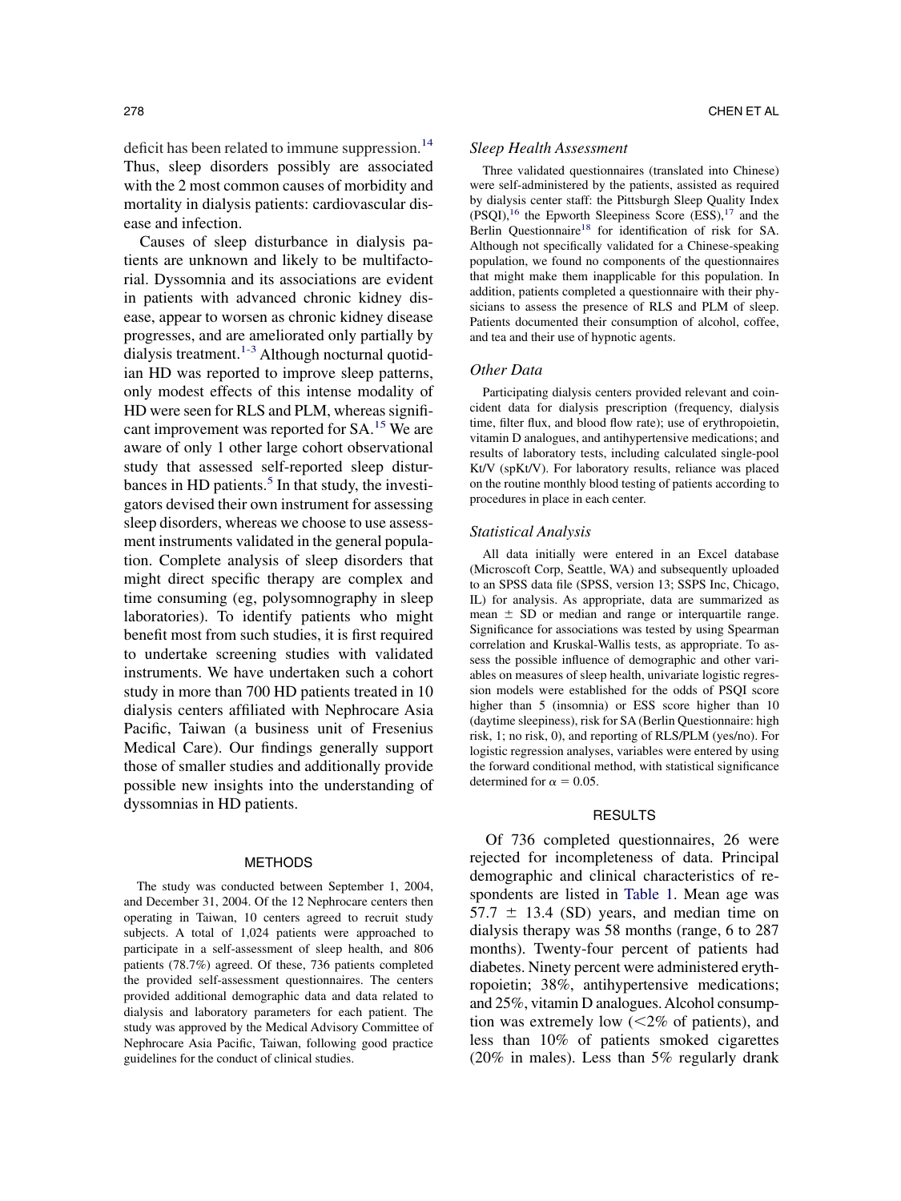deficit has been related to immune suppression.[14] Thus, sleep disorders possibly are associated with the 2 most common causes of morbidity and mortality in dialysis patients: cardiovascular disease and infection.

Causes of sleep disturbance in dialysis patients are unknown and likely to be multifactorial. Dyssomnia and its associations are evident in patients with advanced chronic kidney disease, appear to worsen as chronic kidney disease progresses, and are ameliorated only partially by dialysis treatment.[1-3] Although nocturnal quotidian HD was reported to improve sleep patterns, only modest effects of this intense modality of HD were seen for RLS and PLM, whereas significant improvement was reported for SA.[15] We are aware of only 1 other large cohort observational study that assessed self-reported sleep disturbances in HD patients.[5] In that study, the investigators devised their own instrument for assessing sleep disorders, whereas we choose to use assessment instruments validated in the general population. Complete analysis of sleep disorders that might direct specific therapy are complex and time consuming (eg, polysomnography in sleep laboratories). To identify patients who might benefit most from such studies, it is first required to undertake screening studies with validated instruments. We have undertaken such a cohort study in more than 700 HD patients treated in 10 dialysis centers affiliated with Nephrocare Asia Pacific, Taiwan (a business unit of Fresenius Medical Care). Our findings generally support those of smaller studies and additionally provide possible new insights into the understanding of dyssomnias in HD patients.

## METHODS

The study was conducted between September 1, 2004, and December 31, 2004. Of the 12 Nephrocare centers then operating in Taiwan, 10 centers agreed to recruit study subjects. A total of 1,024 patients were approached to participate in a self-assessment of sleep health, and 806 patients (78.7%) agreed. Of these, 736 patients completed the provided self-assessment questionnaires. The centers provided additional demographic data and data related to dialysis and laboratory parameters for each patient. The study was approved by the Medical Advisory Committee of Nephrocare Asia Pacific, Taiwan, following good practice guidelines for the conduct of clinical studies.

### *Sleep Health Assessment*

Three validated questionnaires (translated into Chinese) were self-administered by the patients, assisted as required by dialysis center staff: the Pittsburgh Sleep Quality Index (PSQI),[16] the Epworth Sleepiness Score (ESS),[17] and the Berlin Questionnaire[18] for identification of risk for SA. Although not specifically validated for a Chinese-speaking population, we found no components of the questionnaires that might make them inapplicable for this population. In addition, patients completed a questionnaire with their physicians to assess the presence of RLS and PLM of sleep. Patients documented their consumption of alcohol, coffee, and tea and their use of hypnotic agents.

### *Other Data*

Participating dialysis centers provided relevant and coincident data for dialysis prescription (frequency, dialysis time, filter flux, and blood flow rate); use of erythropoietin, vitamin D analogues, and antihypertensive medications; and results of laboratory tests, including calculated single-pool Kt/V (spKt/V). For laboratory results, reliance was placed on the routine monthly blood testing of patients according to procedures in place in each center.

### *Statistical Analysis*

All data initially were entered in an Excel database (Micsroft Corp, Seattle, WA) and subsequently uploaded to an SPSS data file (SPSS, version 13; SSPS Inc, Chicago, IL) for analysis. As appropriate, data are summarized as mean $\pm$ SD or median and range or interquartile range. Significance for associations was tested by using Spearman correlation and Kruskal-Wallis tests, as appropriate. To assess the possible influence of demographic and other variables on measures of sleep health, univariate logistic regression models were established for the odds of PSQI score higher than 5 (insomnia) or ESS score higher than 10 (daytime sleepiness), risk for SA (Berlin Questionnaire: high risk, 1; no risk, 0), and reporting of RLS/PLM (yes/no). For logistic regression analyses, variables were entered by using the forward conditional method, with statistical significance determined for $\alpha = 0.05$.

## RESULTS

Of 736 completed questionnaires, 26 were rejected for incompleteness of data. Principal demographic and clinical characteristics of respondents are listed in Table 1. Mean age was $57.7 \pm 13.4$ (SD) years, and median time on dialysis therapy was 58 months (range, 6 to 287 months). Twenty-four percent of patients had diabetes. Ninety percent were administered erythropoietin; 38%, antihypertensive medications; and 25%, vitamin D analogues. Alcohol consumption was extremely low (<2% of patients), and less than 10% of patients smoked cigarettes (20% in males). Less than 5% regularly drank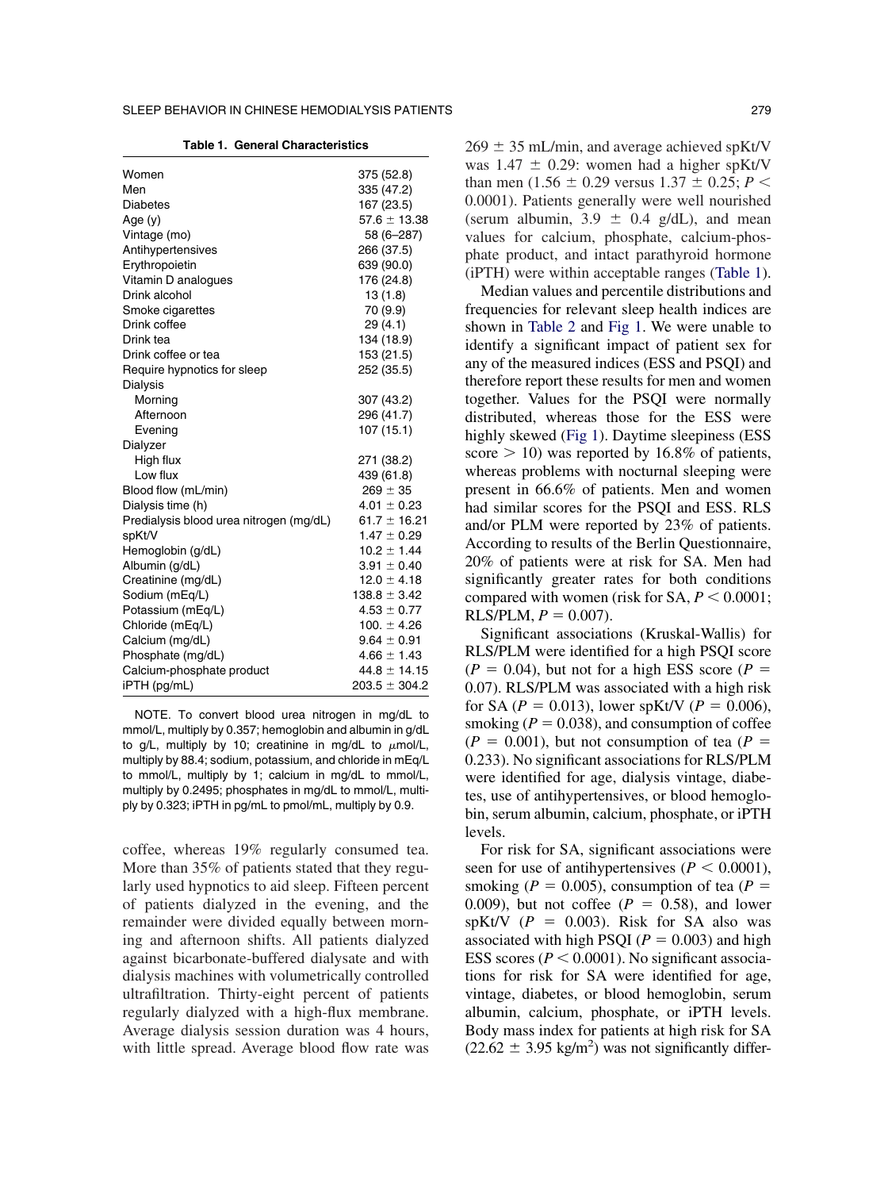**Table 1. General Characteristics**

| | |
|---|---|
| Women | 375 (52.8) |
| Men | 335 (47.2) |
| Diabetes | 167 (23.5) |
| Age (y) | 57.6 ± 13.38 |
| Vintage (mo) | 58 (6–287) |
| Antihypertensives | 266 (37.5) |
| Erythropoietin | 639 (90.0) |
| Vitamin D analogues | 176 (24.8) |
| Drink alcohol | 13 (1.8) |
| Smoke cigarettes | 70 (9.9) |
| Drink coffee | 29 (4.1) |
| Drink tea | 134 (18.9) |
| Drink coffee or tea | 153 (21.5) |
| Require hypnotics for sleep | 252 (35.5) |
| Dialysis | |
| Morning | 307 (43.2) |
| Afternoon | 296 (41.7) |
| Evening | 107 (15.1) |
| Dialyzer | |
| High flux | 271 (38.2) |
| Low flux | 439 (61.8) |
| Blood flow (mL/min) | 269 ± 35 |
| Dialysis time (h) | 4.01 ± 0.23 |
| Predialysis blood urea nitrogen (mg/dL) | 61.7 ± 16.21 |
| spKt/V | 1.47 ± 0.29 |
| Hemoglobin (g/dL) | 10.2 ± 1.44 |
| Albumin (g/dL) | 3.91 ± 0.40 |
| Creatinine (mg/dL) | 12.0 ± 4.18 |
| Sodium (mEq/L) | 138.8 ± 3.42 |
| Potassium (mEq/L) | 4.53 ± 0.77 |
| Chloride (mEq/L) | 100. ± 4.26 |
| Calcium (mg/dL) | 9.64 ± 0.91 |
| Phosphate (mg/dL) | 4.66 ± 1.43 |
| Calcium-phosphate product | 44.8 ± 14.15 |
| iPTH (pg/mL) | 203.5 ± 304.2 |

NOTE. To convert blood urea nitrogen in mg/dL to mmol/L, multiply by 0.357; hemoglobin and albumin in g/dL to g/L, multiply by 10; creatinine in mg/dL to $\mu$mol/L, multiply by 88.4; sodium, potassium, and chloride in mEq/L to mmol/L, multiply by 1; calcium in mg/dL to mmol/L, multiply by 0.2495; phosphates in mg/dL to mmol/L, multiply by 0.323; iPTH in pg/mL to pmol/mL, multiply by 0.9.

coffee, whereas 19% regularly consumed tea. More than 35% of patients stated that they regularly used hypnotics to aid sleep. Fifteen percent of patients dialyzed in the evening, and the remainder were divided equally between morning and afternoon shifts. All patients dialyzed against bicarbonate-buffered dialysate and with dialysis machines with volumetrically controlled ultrafiltration. Thirty-eight percent of patients regularly dialyzed with a high-flux membrane. Average dialysis session duration was 4 hours, with little spread. Average blood flow rate was 269 ± 35 mL/min, and average achieved spKt/V was 1.47 ± 0.29: women had a higher spKt/V than men (1.56 ± 0.29 versus 1.37 ± 0.25; $P <$ 0.0001). Patients generally were well nourished (serum albumin, 3.9 ± 0.4 g/dL), and mean values for calcium, phosphate, calcium-phosphate product, and intact parathyroid hormone (iPTH) were within acceptable ranges (Table 1).

Median values and percentile distributions and frequencies for relevant sleep health indices are shown in Table 2 and Fig 1. We were unable to identify a significant impact of patient sex for any of the measured indices (ESS and PSQI) and therefore report these results for men and women together. Values for the PSQI were normally distributed, whereas those for the ESS were highly skewed (Fig 1). Daytime sleepiness (ESS score $> 10$) was reported by 16.8% of patients, whereas problems with nocturnal sleeping were present in 66.6% of patients. Men and women had similar scores for the PSQI and ESS. RLS and/or PLM were reported by 23% of patients. According to results of the Berlin Questionnaire, 20% of patients were at risk for SA. Men had significantly greater rates for both conditions compared with women (risk for SA, $P < 0.0001$; RLS/PLM, $P = 0.007$).

Significant associations (Kruskal-Wallis) for RLS/PLM were identified for a high PSQI score ($P = 0.04$), but not for a high ESS score ($P =$ 0.07). RLS/PLM was associated with a high risk for SA ($P = 0.013$), lower spKt/V ($P = 0.006$), smoking ($P = 0.038$), and consumption of coffee ($P = 0.001$), but not consumption of tea ($P =$ 0.233). No significant associations for RLS/PLM were identified for age, dialysis vintage, diabetes, use of antihypertensives, or blood hemoglobin, serum albumin, calcium, phosphate, or iPTH levels.

For risk for SA, significant associations were seen for use of antihypertensives ($P < 0.0001$), smoking ($P = 0.005$), consumption of tea ($P =$ 0.009), but not coffee ($P = 0.58$), and lower spKt/V ($P = 0.003$). Risk for SA also was associated with high PSQI ($P = 0.003$) and high ESS scores ($P < 0.0001$). No significant associations for risk for SA were identified for age, vintage, diabetes, or blood hemoglobin, serum albumin, calcium, phosphate, or iPTH levels. Body mass index for patients at high risk for SA (22.62 ± 3.95 kg/m$^2$) was not significantly differ-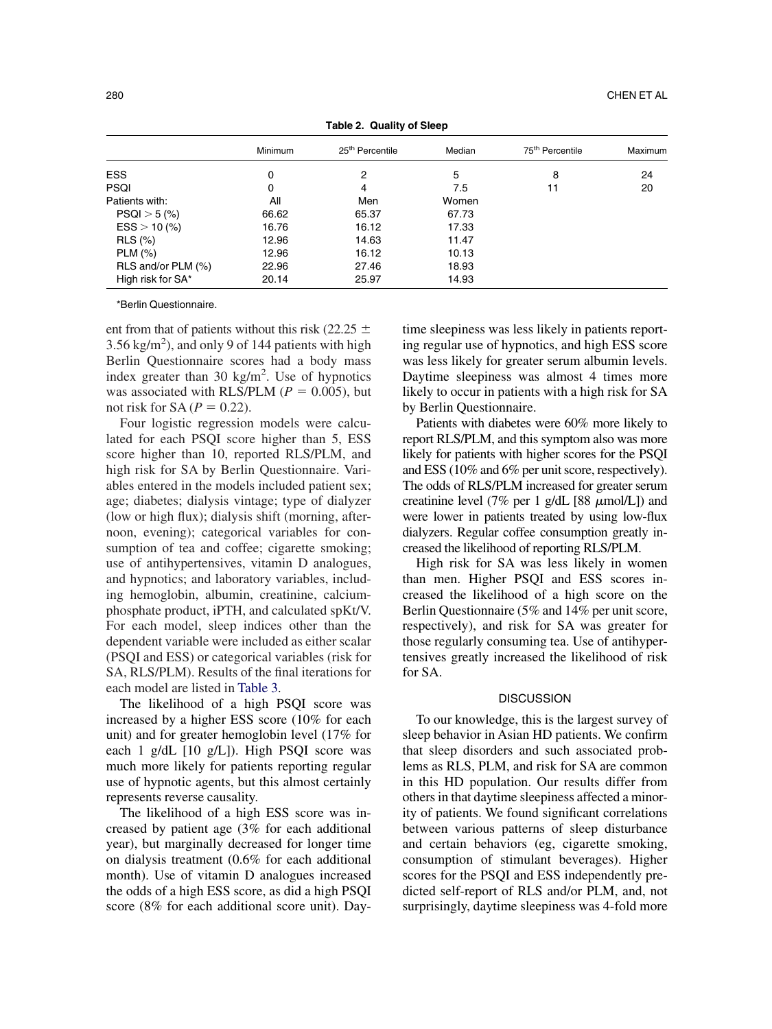**Table 2. Quality of Sleep**

| | Minimum | 25th Percentile | Median | 75th Percentile | Maximum |
|---|---|---|---|---|---|
| ESS | 0 | 2 | 5 | 8 | 24 |
| PSQI | 0 | 4 | 7.5 | 11 | 20 |
| Patients with: | All | Men | Women | | |
| PSQI > 5 (%) | 66.62 | 65.37 | 67.73 | | |
| ESS > 10 (%) | 16.76 | 16.12 | 17.33 | | |
| RLS (%) | 12.96 | 14.63 | 11.47 | | |
| PLM (%) | 12.96 | 16.12 | 10.13 | | |
| RLS and/or PLM (%) | 22.96 | 27.46 | 18.93 | | |
| High risk for SA* | 20.14 | 25.97 | 14.93 | | |

*Berlin Questionnaire.

ent from that of patients without this risk (22.25 ± 3.56 kg/m$^2$), and only 9 of 144 patients with high Berlin Questionnaire scores had a body mass index greater than 30 kg/m$^2$. Use of hypnotics was associated with RLS/PLM ($P = 0.005$), but not risk for SA ($P = 0.22$).

Four logistic regression models were calculated for each PSQI score higher than 5, ESS score higher than 10, reported RLS/PLM, and high risk for SA by Berlin Questionnaire. Variables entered in the models included patient sex; age; diabetes; dialysis vintage; type of dialyzer (low or high flux); dialysis shift (morning, afternoon, evening); categorical variables for consumption of tea and coffee; cigarette smoking; use of antihypertensives, vitamin D analogues, and hypnotics; and laboratory variables, including hemoglobin, albumin, creatinine, calcium-phosphate product, iPTH, and calculated spKt/V. For each model, sleep indices other than the dependent variable were included as either scalar (PSQI and ESS) or categorical variables (risk for SA, RLS/PLM). Results of the final iterations for each model are listed in Table 3.

The likelihood of a high PSQI score was increased by a higher ESS score (10% for each unit) and for greater hemoglobin level (17% for each 1 g/dL [10 g/L]). High PSQI score was much more likely for patients reporting regular use of hypnotic agents, but this almost certainly represents reverse causality.

The likelihood of a high ESS score was increased by patient age (3% for each additional year), but marginally decreased for longer time on dialysis treatment (0.6% for each additional month). Use of vitamin D analogues increased the odds of a high ESS score, as did a high PSQI score (8% for each additional score unit). Daytime sleepiness was less likely in patients reporting regular use of hypnotics, and high ESS score was less likely for greater serum albumin levels. Daytime sleepiness was almost 4 times more likely to occur in patients with a high risk for SA by Berlin Questionnaire.

Patients with diabetes were 60% more likely to report RLS/PLM, and this symptom also was more likely for patients with higher scores for the PSQI and ESS (10% and 6% per unit score, respectively). The odds of RLS/PLM increased for greater serum creatinine level (7% per 1 g/dL [88 $\mu$mol/L]) and were lower in patients treated by using low-flux dialyzers. Regular coffee consumption greatly increased the likelihood of reporting RLS/PLM.

High risk for SA was less likely in women than men. Higher PSQI and ESS scores increased the likelihood of a high score on the Berlin Questionnaire (5% and 14% per unit score, respectively), and risk for SA was greater for those regularly consuming tea. Use of antihypertensives greatly increased the likelihood of risk for SA.

## DISCUSSION

To our knowledge, this is the largest survey of sleep behavior in Asian HD patients. We confirm that sleep disorders and such associated problems as RLS, PLM, and risk for SA are common in this HD population. Our results differ from others in that daytime sleepiness affected a minority of patients. We found significant correlations between various patterns of sleep disturbance and certain behaviors (eg, cigarette smoking, consumption of stimulant beverages). Higher scores for the PSQI and ESS independently predicted self-report of RLS and/or PLM, and, not surprisingly, daytime sleepiness was 4-fold more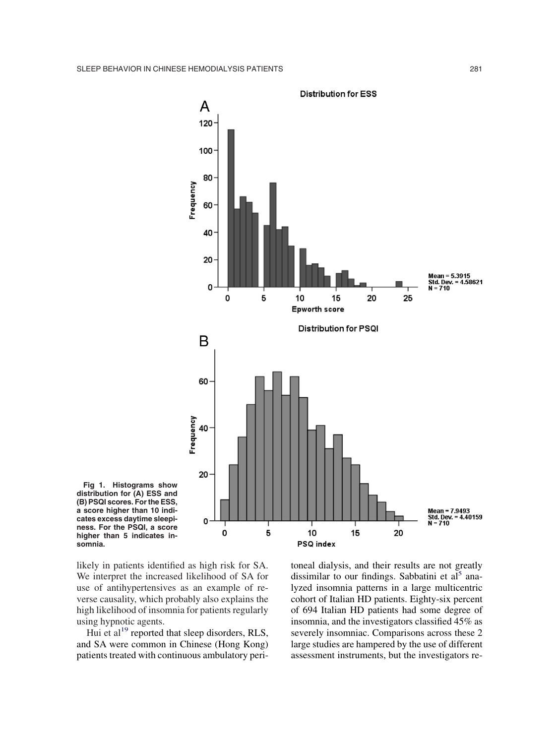Fig 1. Histograms show distribution for (A) ESS and (B) PSQI scores. For the ESS, a score higher than 10 indicates excess daytime sleepiness. For the PSQI, a score higher than 5 indicates insomnia.

likely in patients identified as high risk for SA. We interpret the increased likelihood of SA for use of antihypertensives as an example of reverse causality, which probably also explains the high likelihood of insomnia for patients regularly using hypnotic agents.

Hui et al[19] reported that sleep disorders, RLS, and SA were common in Chinese (Hong Kong) patients treated with continuous ambulatory peritoneal dialysis, and their results are not greatly dissimilar to our findings. Sabbatini et al[5] analyzed insomnia patterns in a large multicentric cohort of Italian HD patients. Eighty-six percent of 694 Italian HD patients had some degree of insomnia, and the investigators classified 45% as severely insomniac. Comparisons across these 2 large studies are hampered by the use of different assessment instruments, but the investigators re-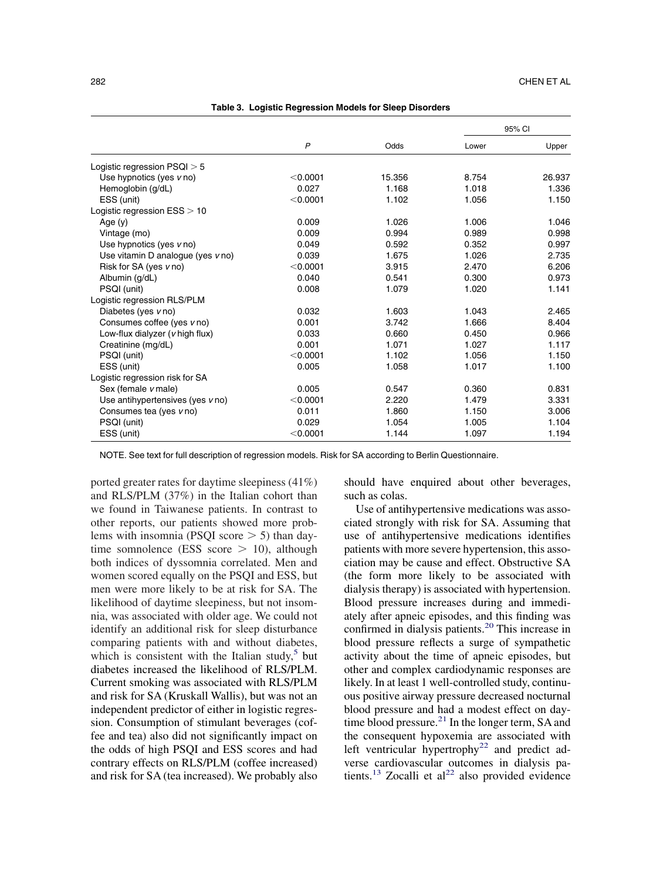**Table 3. Logistic Regression Models for Sleep Disorders**

| | *P* | Odds | 95% CI | |
|---|---|---|---|---|
| | | | Lower | Upper |
| Logistic regression PSQI > 5 | | | | |
| Use hypnotics (yes *v* no) | <0.0001 | 15.356 | 8.754 | 26.937 |
| Hemoglobin (g/dL) | 0.027 | 1.168 | 1.018 | 1.336 |
| ESS (unit) | <0.0001 | 1.102 | 1.056 | 1.150 |
| Logistic regression ESS > 10 | | | | |
| Age (y) | 0.009 | 1.026 | 1.006 | 1.046 |
| Vintage (mo) | 0.009 | 0.994 | 0.989 | 0.998 |
| Use hypnotics (yes *v* no) | 0.049 | 0.592 | 0.352 | 0.997 |
| Use vitamin D analogue (yes *v* no) | 0.039 | 1.675 | 1.026 | 2.735 |
| Risk for SA (yes *v* no) | <0.0001 | 3.915 | 2.470 | 6.206 |
| Albumin (g/dL) | 0.040 | 0.541 | 0.300 | 0.973 |
| PSQI (unit) | 0.008 | 1.079 | 1.020 | 1.141 |
| Logistic regression RLS/PLM | | | | |
| Diabetes (yes *v* no) | 0.032 | 1.603 | 1.043 | 2.465 |
| Consumes coffee (yes *v* no) | 0.001 | 3.742 | 1.666 | 8.404 |
| Low-flux dialyzer (*v* high flux) | 0.033 | 0.660 | 0.450 | 0.966 |
| Creatinine (mg/dL) | 0.001 | 1.071 | 1.027 | 1.117 |
| PSQI (unit) | <0.0001 | 1.102 | 1.056 | 1.150 |
| ESS (unit) | 0.005 | 1.058 | 1.017 | 1.100 |
| Logistic regression risk for SA | | | | |
| Sex (female *v* male) | 0.005 | 0.547 | 0.360 | 0.831 |
| Use antihypertensives (yes *v* no) | <0.0001 | 2.220 | 1.479 | 3.331 |
| Consumes tea (yes *v* no) | 0.011 | 1.860 | 1.150 | 3.006 |
| PSQI (unit) | 0.029 | 1.054 | 1.005 | 1.104 |
| ESS (unit) | <0.0001 | 1.144 | 1.097 | 1.194 |

NOTE. See text for full description of regression models. Risk for SA according to Berlin Questionnaire.

ported greater rates for daytime sleepiness (41%) and RLS/PLM (37%) in the Italian cohort than we found in Taiwanese patients. In contrast to other reports, our patients showed more problems with insomnia (PSQI score > 5) than daytime somnolence (ESS score > 10), although both indices of dyssomnia correlated. Men and women scored equally on the PSQI and ESS, but men were more likely to be at risk for SA. The likelihood of daytime sleepiness, but not insomnia, was associated with older age. We could not identify an additional risk for sleep disturbance comparing patients with and without diabetes, which is consistent with the Italian study,[5] but diabetes increased the likelihood of RLS/PLM. Current smoking was associated with RLS/PLM and risk for SA (Kruskall Wallis), but was not an independent predictor of either in logistic regression. Consumption of stimulant beverages (coffee and tea) also did not significantly impact on the odds of high PSQI and ESS scores and had contrary effects on RLS/PLM (coffee increased) and risk for SA (tea increased). We probably also should have enquired about other beverages, such as colas.

Use of antihypertensive medications was associated strongly with risk for SA. Assuming that use of antihypertensive medications identifies patients with more severe hypertension, this association may be cause and effect. Obstructive SA (the form more likely to be associated with dialysis therapy) is associated with hypertension. Blood pressure increases during and immediately after apneic episodes, and this finding was confirmed in dialysis patients.[20] This increase in blood pressure reflects a surge of sympathetic activity about the time of apneic episodes, but other and complex cardiodynamic responses are likely. In at least 1 well-controlled study, continuous positive airway pressure decreased nocturnal blood pressure and had a modest effect on daytime blood pressure.[21] In the longer term, SA and the consequent hypoxemia are associated with left ventricular hypertrophy[22] and predict adverse cardiovascular outcomes in dialysis patients.[13] Zocalli et al[22] also provided evidence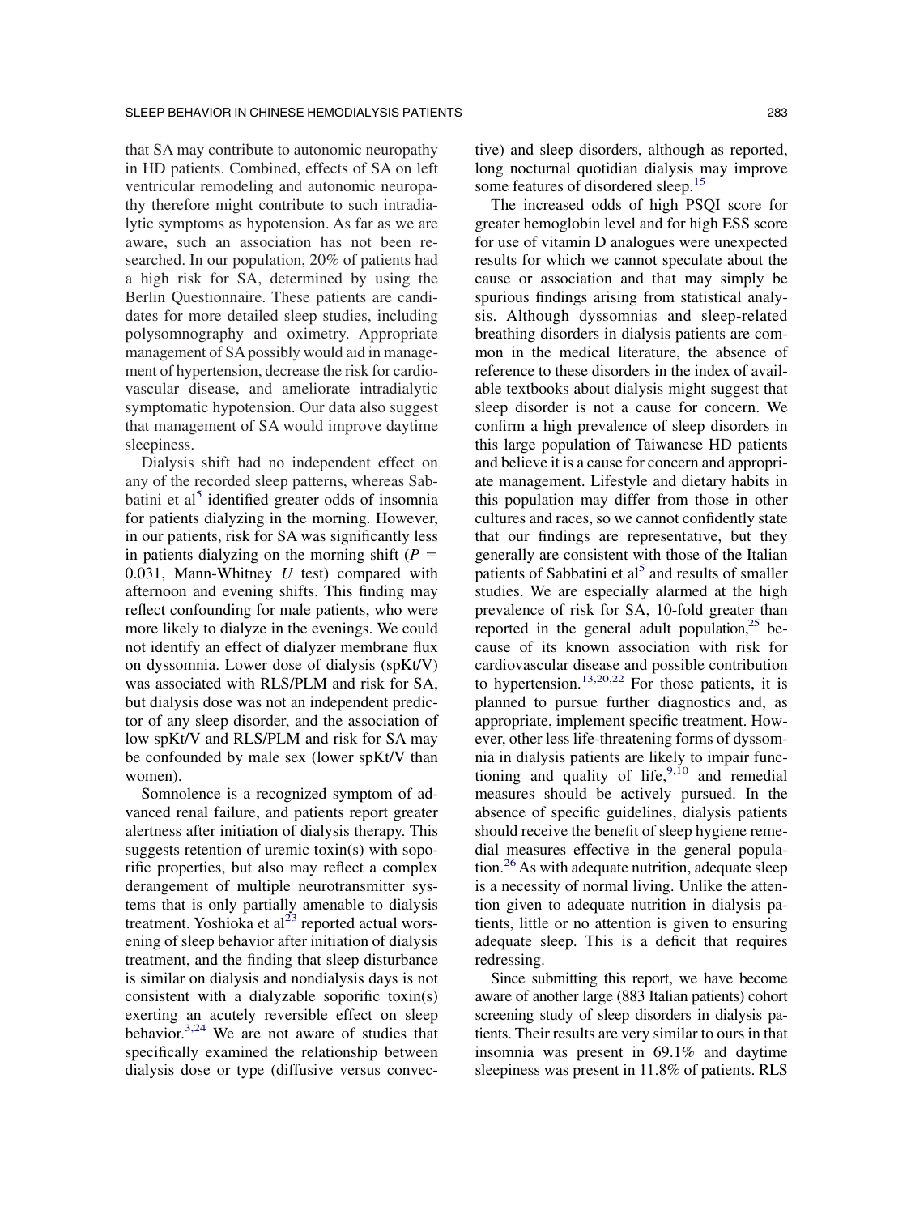that SA may contribute to autonomic neuropathy in HD patients. Combined, effects of SA on left ventricular remodeling and autonomic neuropathy therefore might contribute to such intradialytic symptoms as hypotension. As far as we are aware, such an association has not been researched. In our population, 20% of patients had a high risk for SA, determined by using the Berlin Questionnaire. These patients are candidates for more detailed sleep studies, including polysomnography and oximetry. Appropriate management of SA possibly would aid in management of hypertension, decrease the risk for cardiovascular disease, and ameliorate intradialytic symptomatic hypotension. Our data also suggest that management of SA would improve daytime sleepiness.

Dialysis shift had no independent effect on any of the recorded sleep patterns, whereas Sabbatini et al[5] identified greater odds of insomnia for patients dialyzing in the morning. However, in our patients, risk for SA was significantly less in patients dialyzing on the morning shift ($P = 0.031$, Mann-Whitney $U$ test) compared with afternoon and evening shifts. This finding may reflect confounding for male patients, who were more likely to dialyze in the evenings. We could not identify an effect of dialyzer membrane flux on dyssomnia. Lower dose of dialysis (spKt/V) was associated with RLS/PLM and risk for SA, but dialysis dose was not an independent predictor of any sleep disorder, and the association of low spKt/V and RLS/PLM and risk for SA may be confounded by male sex (lower spKt/V than women).

Somnolence is a recognized symptom of advanced renal failure, and patients report greater alertness after initiation of dialysis therapy. This suggests retention of uremic toxin(s) with soporific properties, but also may reflect a complex derangement of multiple neurotransmitter systems that is only partially amenable to dialysis treatment. Yoshioka et al[23] reported actual worsening of sleep behavior after initiation of dialysis treatment, and the finding that sleep disturbance is similar on dialysis and nondialysis days is not consistent with a dialyzable soporific toxin(s) exerting an acutely reversible effect on sleep behavior.[3,24] We are not aware of studies that specifically examined the relationship between dialysis dose or type (diffusive versus convective) and sleep disorders, although as reported, long nocturnal quotidian dialysis may improve some features of disordered sleep.[15]

The increased odds of high PSQI score for greater hemoglobin level and for high ESS score for use of vitamin D analogues were unexpected results for which we cannot speculate about the cause or association and that may simply be spurious findings arising from statistical analysis. Although dyssomnias and sleep-related breathing disorders in dialysis patients are common in the medical literature, the absence of reference to these disorders in the index of available textbooks about dialysis might suggest that sleep disorder is not a cause for concern. We confirm a high prevalence of sleep disorders in this large population of Taiwanese HD patients and believe it is a cause for concern and appropriate management. Lifestyle and dietary habits in this population may differ from those in other cultures and races, so we cannot confidently state that our findings are representative, but they generally are consistent with those of the Italian patients of Sabbatini et al[5] and results of smaller studies. We are especially alarmed at the high prevalence of risk for SA, 10-fold greater than reported in the general adult population,[25] because of its known association with risk for cardiovascular disease and possible contribution to hypertension.[13,20,22] For those patients, it is planned to pursue further diagnostics and, as appropriate, implement specific treatment. However, other less life-threatening forms of dyssomnia in dialysis patients are likely to impair functioning and quality of life,[9,10] and remedial measures should be actively pursued. In the absence of specific guidelines, dialysis patients should receive the benefit of sleep hygiene remedial measures effective in the general population.[26] As with adequate nutrition, adequate sleep is a necessity of normal living. Unlike the attention given to adequate nutrition in dialysis patients, little or no attention is given to ensuring adequate sleep. This is a deficit that requires redressing.

Since submitting this report, we have become aware of another large (883 Italian patients) cohort screening study of sleep disorders in dialysis patients. Their results are very similar to ours in that insomnia was present in 69.1% and daytime sleepiness was present in 11.8% of patients. RLS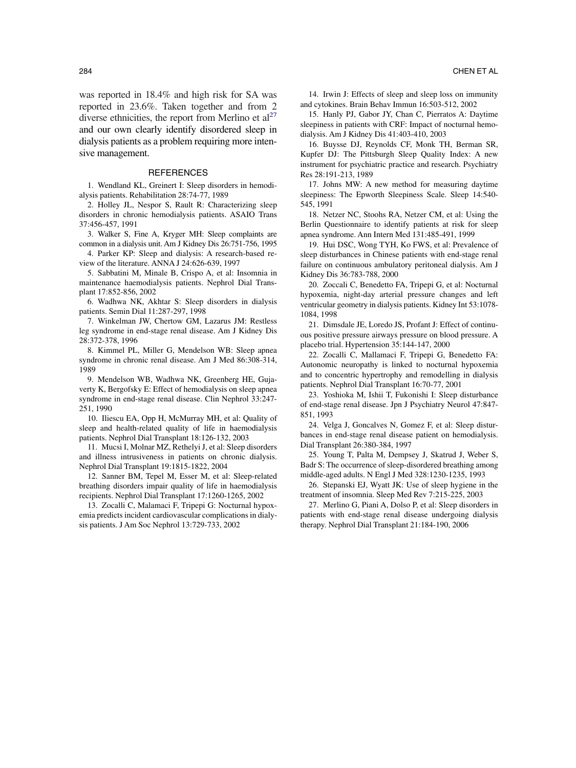was reported in 18.4% and high risk for SA was reported in 23.6%. Taken together and from 2 diverse ethnicities, the report from Merlino et al[27] and our own clearly identify disordered sleep in dialysis patients as a problem requiring more intensive management.

## REFERENCES

1. Wendland KL, Greinert I: Sleep disorders in hemodialysis patients. Rehabilitation 28:74-77, 1989

2. Holley JL, Nespor S, Rault R: Characterizing sleep disorders in chronic hemodialysis patients. ASAIO Trans 37:456-457, 1991

3. Walker S, Fine A, Kryger MH: Sleep complaints are common in a dialysis unit. Am J Kidney Dis 26:751-756, 1995

4. Parker KP: Sleep and dialysis: A research-based review of the literature. ANNA J 24:626-639, 1997

5. Sabbatini M, Minale B, Crispo A, et al: Insomnia in maintenance haemodialysis patients. Nephrol Dial Transplant 17:852-856, 2002

6. Wadhwa NK, Akhtar S: Sleep disorders in dialysis patients. Semin Dial 11:287-297, 1998

7. Winkelman JW, Chertow GM, Lazarus JM: Restless leg syndrome in end-stage renal disease. Am J Kidney Dis 28:372-378, 1996

8. Kimmel PL, Miller G, Mendelson WB: Sleep apnea syndrome in chronic renal disease. Am J Med 86:308-314, 1989

9. Mendelson WB, Wadhwa NK, Greenberg HE, Gujaverty K, Bergofsky E: Effect of hemodialysis on sleep apnea syndrome in end-stage renal disease. Clin Nephrol 33:247-251, 1990

10. Iliescu EA, Opp H, McMurray MH, et al: Quality of sleep and health-related quality of life in haemodialysis patients. Nephrol Dial Transplant 18:126-132, 2003

11. Mucsi I, Molnar MZ, Rethelyi J, et al: Sleep disorders and illness intrusiveness in patients on chronic dialysis. Nephrol Dial Transplant 19:1815-1822, 2004

12. Sanner BM, Tepel M, Esser M, et al: Sleep-related breathing disorders impair quality of life in haemodialysis recipients. Nephrol Dial Transplant 17:1260-1265, 2002

13. Zocalli C, Malamaci F, Tripepi G: Nocturnal hypoxemia predicts incident cardiovascular complications in dialysis patients. J Am Soc Nephrol 13:729-733, 2002

14. Irwin J: Effects of sleep and sleep loss on immunity and cytokines. Brain Behav Immun 16:503-512, 2002

15. Hanly PJ, Gabor JY, Chan C, Pierratos A: Daytime sleepiness in patients with CRF: Impact of nocturnal hemodialysis. Am J Kidney Dis 41:403-410, 2003

16. Buysse DJ, Reynolds CF, Monk TH, Berman SR, Kupfer DJ: The Pittsburgh Sleep Quality Index: A new instrument for psychiatric practice and research. Psychiatry Res 28:191-213, 1989

17. Johns MW: A new method for measuring daytime sleepiness: The Epworth Sleepiness Scale. Sleep 14:540-545, 1991

18. Netzer NC, Stoohs RA, Netzer CM, et al: Using the Berlin Questionnaire to identify patients at risk for sleep apnea syndrome. Ann Intern Med 131:485-491, 1999

19. Hui DSC, Wong TYH, Ko FWS, et al: Prevalence of sleep disturbances in Chinese patients with end-stage renal failure on continuous ambulatory peritoneal dialysis. Am J Kidney Dis 36:783-788, 2000

20. Zoccali C, Benedetto FA, Tripepi G, et al: Nocturnal hypoxemia, night-day arterial pressure changes and left ventricular geometry in dialysis patients. Kidney Int 53:1078-1084, 1998

21. Dimsdale JE, Loredo JS, Profant J: Effect of continuous positive pressure airways pressure on blood pressure. A placebo trial. Hypertension 35:144-147, 2000

22. Zocalli C, Mallamaci F, Tripepi G, Benedetto FA: Autonomic neuropathy is linked to nocturnal hypoxemia and to concentric hypertrophy and remodelling in dialysis patients. Nephrol Dial Transplant 16:70-77, 2001

23. Yoshioka M, Ishii T, Fukonishi I: Sleep disturbance of end-stage renal disease. Jpn J Psychiatry Neurol 47:847-851, 1993

24. Velga J, Goncalves N, Gomez F, et al: Sleep disturbances in end-stage renal disease patient on hemodialysis. Dial Transplant 26:380-384, 1997

25. Young T, Palta M, Dempsey J, Skatrud J, Weber S, Badr S: The occurrence of sleep-disordered breathing among middle-aged adults. N Engl J Med 328:1230-1235, 1993

26. Stepanski EJ, Wyatt JK: Use of sleep hygiene in the treatment of insomnia. Sleep Med Rev 7:215-225, 2003

27. Merlino G, Piani A, Dolso P, et al: Sleep disorders in patients with end-stage renal disease undergoing dialysis therapy. Nephrol Dial Transplant 21:184-190, 2006